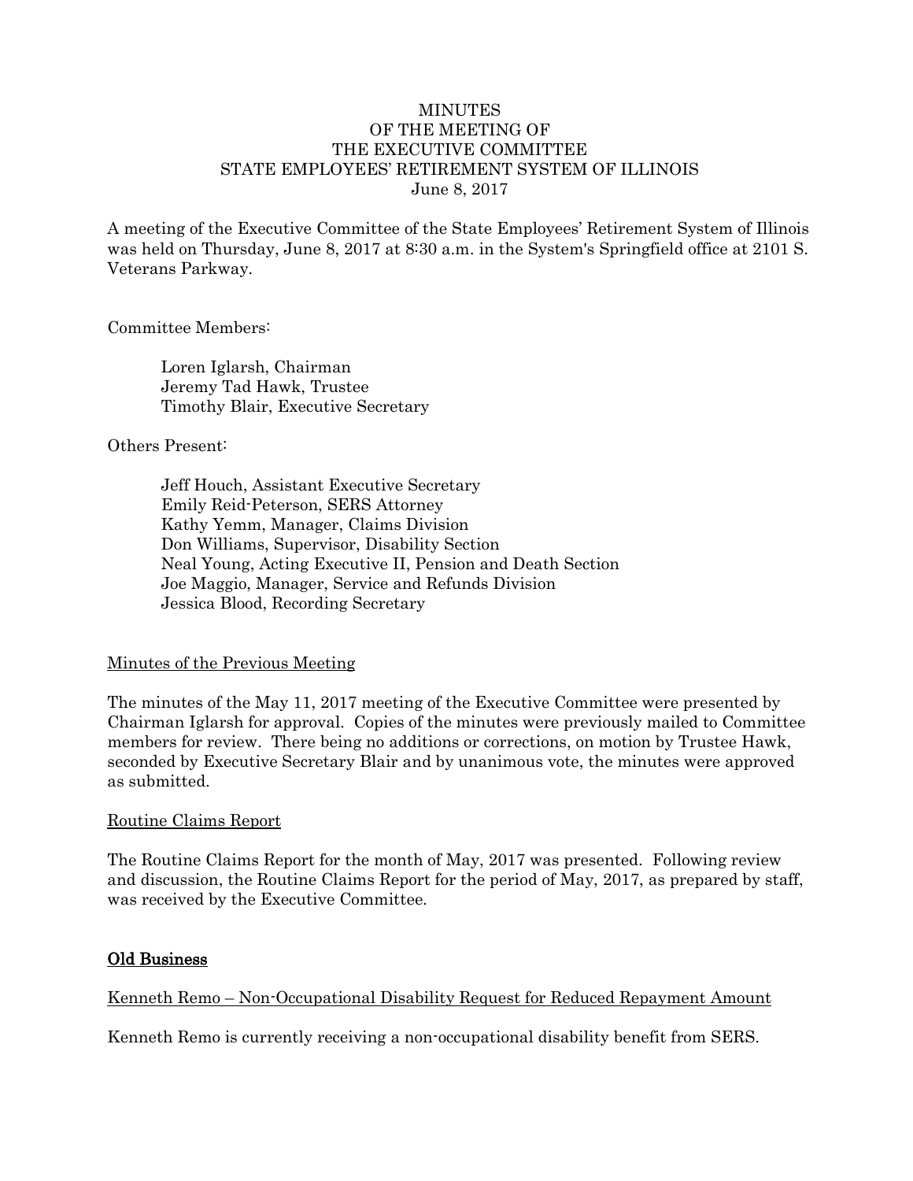# MINUTES
# OF THE MEETING OF
# THE EXECUTIVE COMMITTEE
# STATE EMPLOYEES' RETIREMENT SYSTEM OF ILLINOIS
June 8, 2017

A meeting of the Executive Committee of the State Employees' Retirement System of Illinois was held on Thursday, June 8, 2017 at 8:30 a.m. in the System's Springfield office at 2101 S. Veterans Parkway.

Committee Members:

Loren Iglarsh, Chairman
Jeremy Tad Hawk, Trustee
Timothy Blair, Executive Secretary

Others Present:

Jeff Houch, Assistant Executive Secretary
Emily Reid-Peterson, SERS Attorney
Kathy Yemm, Manager, Claims Division
Don Williams, Supervisor, Disability Section
Neal Young, Acting Executive II, Pension and Death Section
Joe Maggio, Manager, Service and Refunds Division
Jessica Blood, Recording Secretary

Minutes of the Previous Meeting

The minutes of the May 11, 2017 meeting of the Executive Committee were presented by Chairman Iglarsh for approval. Copies of the minutes were previously mailed to Committee members for review. There being no additions or corrections, on motion by Trustee Hawk, seconded by Executive Secretary Blair and by unanimous vote, the minutes were approved as submitted.

Routine Claims Report

The Routine Claims Report for the month of May, 2017 was presented. Following review and discussion, the Routine Claims Report for the period of May, 2017, as prepared by staff, was received by the Executive Committee.

## Old Business

Kenneth Remo – Non-Occupational Disability Request for Reduced Repayment Amount

Kenneth Remo is currently receiving a non-occupational disability benefit from SERS.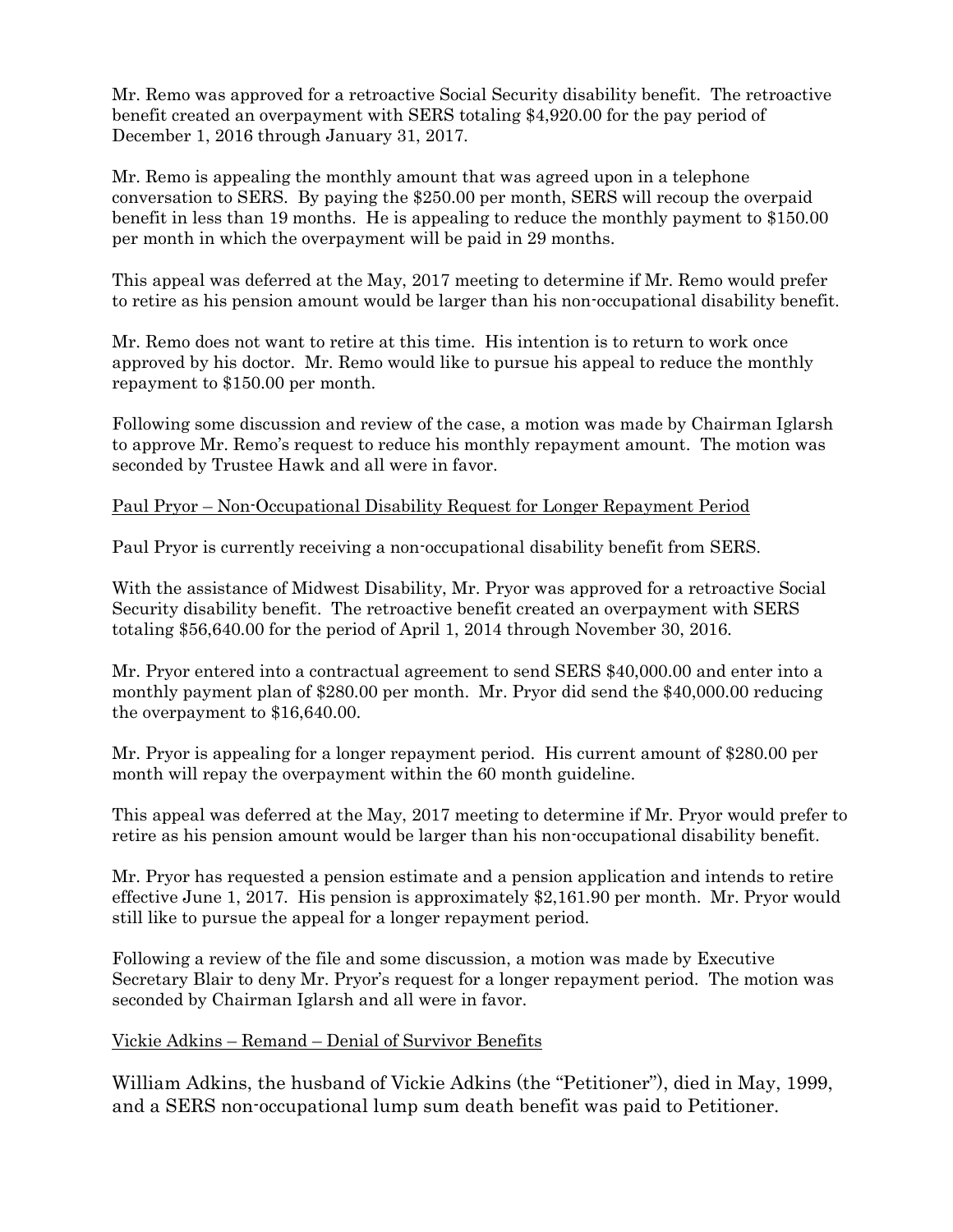Mr. Remo was approved for a retroactive Social Security disability benefit. The retroactive benefit created an overpayment with SERS totaling $4,920.00 for the pay period of December 1, 2016 through January 31, 2017.

Mr. Remo is appealing the monthly amount that was agreed upon in a telephone conversation to SERS. By paying the $250.00 per month, SERS will recoup the overpaid benefit in less than 19 months. He is appealing to reduce the monthly payment to $150.00 per month in which the overpayment will be paid in 29 months.

This appeal was deferred at the May, 2017 meeting to determine if Mr. Remo would prefer to retire as his pension amount would be larger than his non-occupational disability benefit.

Mr. Remo does not want to retire at this time. His intention is to return to work once approved by his doctor. Mr. Remo would like to pursue his appeal to reduce the monthly repayment to $150.00 per month.

Following some discussion and review of the case, a motion was made by Chairman Iglarsh to approve Mr. Remo's request to reduce his monthly repayment amount. The motion was seconded by Trustee Hawk and all were in favor.

<u>Paul Pryor – Non-Occupational Disability Request for Longer Repayment Period</u>

Paul Pryor is currently receiving a non-occupational disability benefit from SERS.

With the assistance of Midwest Disability, Mr. Pryor was approved for a retroactive Social Security disability benefit. The retroactive benefit created an overpayment with SERS totaling $56,640.00 for the period of April 1, 2014 through November 30, 2016.

Mr. Pryor entered into a contractual agreement to send SERS $40,000.00 and enter into a monthly payment plan of $280.00 per month. Mr. Pryor did send the $40,000.00 reducing the overpayment to $16,640.00.

Mr. Pryor is appealing for a longer repayment period. His current amount of $280.00 per month will repay the overpayment within the 60 month guideline.

This appeal was deferred at the May, 2017 meeting to determine if Mr. Pryor would prefer to retire as his pension amount would be larger than his non-occupational disability benefit.

Mr. Pryor has requested a pension estimate and a pension application and intends to retire effective June 1, 2017. His pension is approximately $2,161.90 per month. Mr. Pryor would still like to pursue the appeal for a longer repayment period.

Following a review of the file and some discussion, a motion was made by Executive Secretary Blair to deny Mr. Pryor's request for a longer repayment period. The motion was seconded by Chairman Iglarsh and all were in favor.

<u>Vickie Adkins – Remand – Denial of Survivor Benefits</u>

William Adkins, the husband of Vickie Adkins (the "Petitioner"), died in May, 1999, and a SERS non-occupational lump sum death benefit was paid to Petitioner.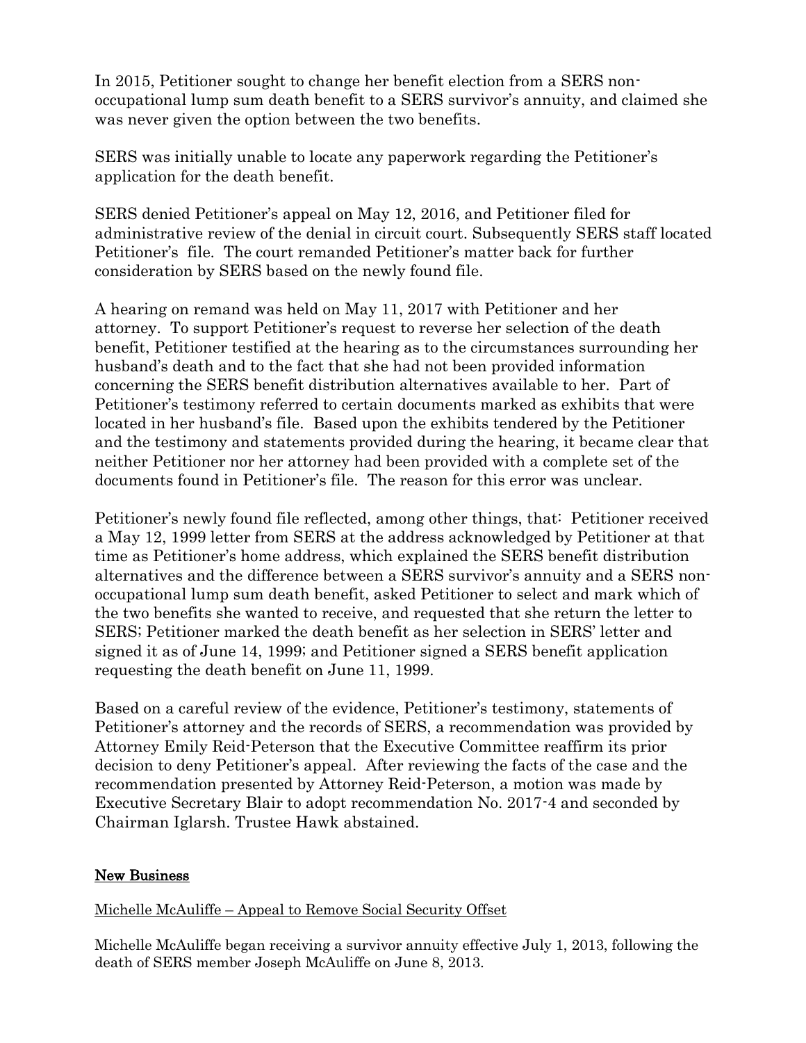In 2015, Petitioner sought to change her benefit election from a SERS non-occupational lump sum death benefit to a SERS survivor's annuity, and claimed she was never given the option between the two benefits.

SERS was initially unable to locate any paperwork regarding the Petitioner's application for the death benefit.

SERS denied Petitioner's appeal on May 12, 2016, and Petitioner filed for administrative review of the denial in circuit court. Subsequently SERS staff located Petitioner's file. The court remanded Petitioner's matter back for further consideration by SERS based on the newly found file.

A hearing on remand was held on May 11, 2017 with Petitioner and her attorney. To support Petitioner's request to reverse her selection of the death benefit, Petitioner testified at the hearing as to the circumstances surrounding her husband's death and to the fact that she had not been provided information concerning the SERS benefit distribution alternatives available to her. Part of Petitioner's testimony referred to certain documents marked as exhibits that were located in her husband's file. Based upon the exhibits tendered by the Petitioner and the testimony and statements provided during the hearing, it became clear that neither Petitioner nor her attorney had been provided with a complete set of the documents found in Petitioner's file. The reason for this error was unclear.

Petitioner's newly found file reflected, among other things, that: Petitioner received a May 12, 1999 letter from SERS at the address acknowledged by Petitioner at that time as Petitioner's home address, which explained the SERS benefit distribution alternatives and the difference between a SERS survivor's annuity and a SERS non-occupational lump sum death benefit, asked Petitioner to select and mark which of the two benefits she wanted to receive, and requested that she return the letter to SERS; Petitioner marked the death benefit as her selection in SERS' letter and signed it as of June 14, 1999; and Petitioner signed a SERS benefit application requesting the death benefit on June 11, 1999.

Based on a careful review of the evidence, Petitioner's testimony, statements of Petitioner's attorney and the records of SERS, a recommendation was provided by Attorney Emily Reid-Peterson that the Executive Committee reaffirm its prior decision to deny Petitioner's appeal. After reviewing the facts of the case and the recommendation presented by Attorney Reid-Peterson, a motion was made by Executive Secretary Blair to adopt recommendation No. 2017-4 and seconded by Chairman Iglarsh. Trustee Hawk abstained.

## New Business

Michelle McAuliffe – Appeal to Remove Social Security Offset

Michelle McAuliffe began receiving a survivor annuity effective July 1, 2013, following the death of SERS member Joseph McAuliffe on June 8, 2013.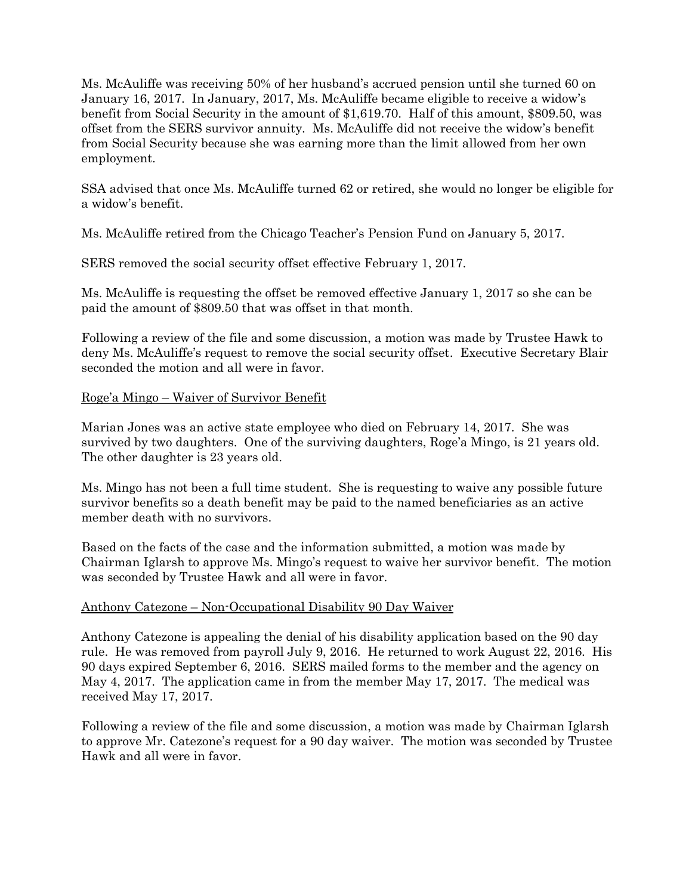Ms. McAuliffe was receiving 50% of her husband's accrued pension until she turned 60 on January 16, 2017. In January, 2017, Ms. McAuliffe became eligible to receive a widow's benefit from Social Security in the amount of $1,619.70. Half of this amount, $809.50, was offset from the SERS survivor annuity. Ms. McAuliffe did not receive the widow's benefit from Social Security because she was earning more than the limit allowed from her own employment.

SSA advised that once Ms. McAuliffe turned 62 or retired, she would no longer be eligible for a widow's benefit.

Ms. McAuliffe retired from the Chicago Teacher's Pension Fund on January 5, 2017.

SERS removed the social security offset effective February 1, 2017.

Ms. McAuliffe is requesting the offset be removed effective January 1, 2017 so she can be paid the amount of $809.50 that was offset in that month.

Following a review of the file and some discussion, a motion was made by Trustee Hawk to deny Ms. McAuliffe's request to remove the social security offset. Executive Secretary Blair seconded the motion and all were in favor.

<u>Roge'a Mingo – Waiver of Survivor Benefit</u>

Marian Jones was an active state employee who died on February 14, 2017. She was survived by two daughters. One of the surviving daughters, Roge'a Mingo, is 21 years old. The other daughter is 23 years old.

Ms. Mingo has not been a full time student. She is requesting to waive any possible future survivor benefits so a death benefit may be paid to the named beneficiaries as an active member death with no survivors.

Based on the facts of the case and the information submitted, a motion was made by Chairman Iglarsh to approve Ms. Mingo's request to waive her survivor benefit. The motion was seconded by Trustee Hawk and all were in favor.

<u>Anthony Catezone – Non-Occupational Disability 90 Day Waiver</u>

Anthony Catezone is appealing the denial of his disability application based on the 90 day rule. He was removed from payroll July 9, 2016. He returned to work August 22, 2016. His 90 days expired September 6, 2016. SERS mailed forms to the member and the agency on May 4, 2017. The application came in from the member May 17, 2017. The medical was received May 17, 2017.

Following a review of the file and some discussion, a motion was made by Chairman Iglarsh to approve Mr. Catezone's request for a 90 day waiver. The motion was seconded by Trustee Hawk and all were in favor.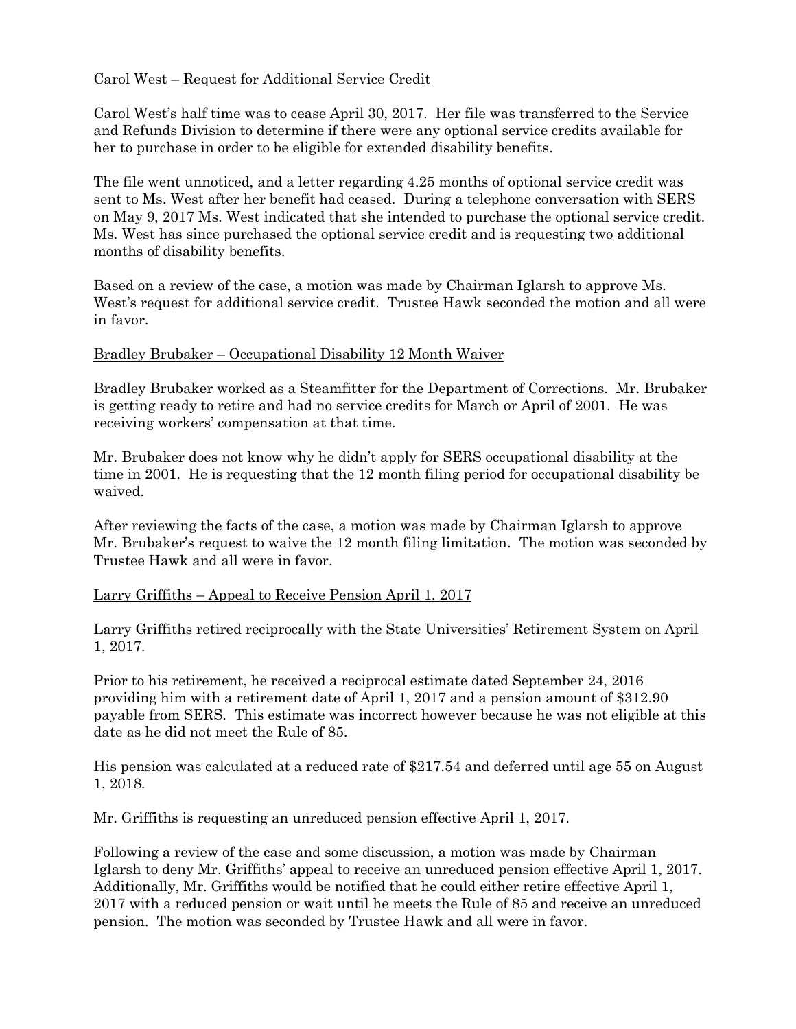<u>Carol West – Request for Additional Service Credit</u>

Carol West's half time was to cease April 30, 2017. Her file was transferred to the Service and Refunds Division to determine if there were any optional service credits available for her to purchase in order to be eligible for extended disability benefits.

The file went unnoticed, and a letter regarding 4.25 months of optional service credit was sent to Ms. West after her benefit had ceased. During a telephone conversation with SERS on May 9, 2017 Ms. West indicated that she intended to purchase the optional service credit. Ms. West has since purchased the optional service credit and is requesting two additional months of disability benefits.

Based on a review of the case, a motion was made by Chairman Iglarsh to approve Ms. West's request for additional service credit. Trustee Hawk seconded the motion and all were in favor.

<u>Bradley Brubaker – Occupational Disability 12 Month Waiver</u>

Bradley Brubaker worked as a Steamfitter for the Department of Corrections. Mr. Brubaker is getting ready to retire and had no service credits for March or April of 2001. He was receiving workers' compensation at that time.

Mr. Brubaker does not know why he didn't apply for SERS occupational disability at the time in 2001. He is requesting that the 12 month filing period for occupational disability be waived.

After reviewing the facts of the case, a motion was made by Chairman Iglarsh to approve Mr. Brubaker's request to waive the 12 month filing limitation. The motion was seconded by Trustee Hawk and all were in favor.

<u>Larry Griffiths – Appeal to Receive Pension April 1, 2017</u>

Larry Griffiths retired reciprocally with the State Universities' Retirement System on April 1, 2017.

Prior to his retirement, he received a reciprocal estimate dated September 24, 2016 providing him with a retirement date of April 1, 2017 and a pension amount of $312.90 payable from SERS. This estimate was incorrect however because he was not eligible at this date as he did not meet the Rule of 85.

His pension was calculated at a reduced rate of $217.54 and deferred until age 55 on August 1, 2018.

Mr. Griffiths is requesting an unreduced pension effective April 1, 2017.

Following a review of the case and some discussion, a motion was made by Chairman Iglarsh to deny Mr. Griffiths' appeal to receive an unreduced pension effective April 1, 2017. Additionally, Mr. Griffiths would be notified that he could either retire effective April 1, 2017 with a reduced pension or wait until he meets the Rule of 85 and receive an unreduced pension. The motion was seconded by Trustee Hawk and all were in favor.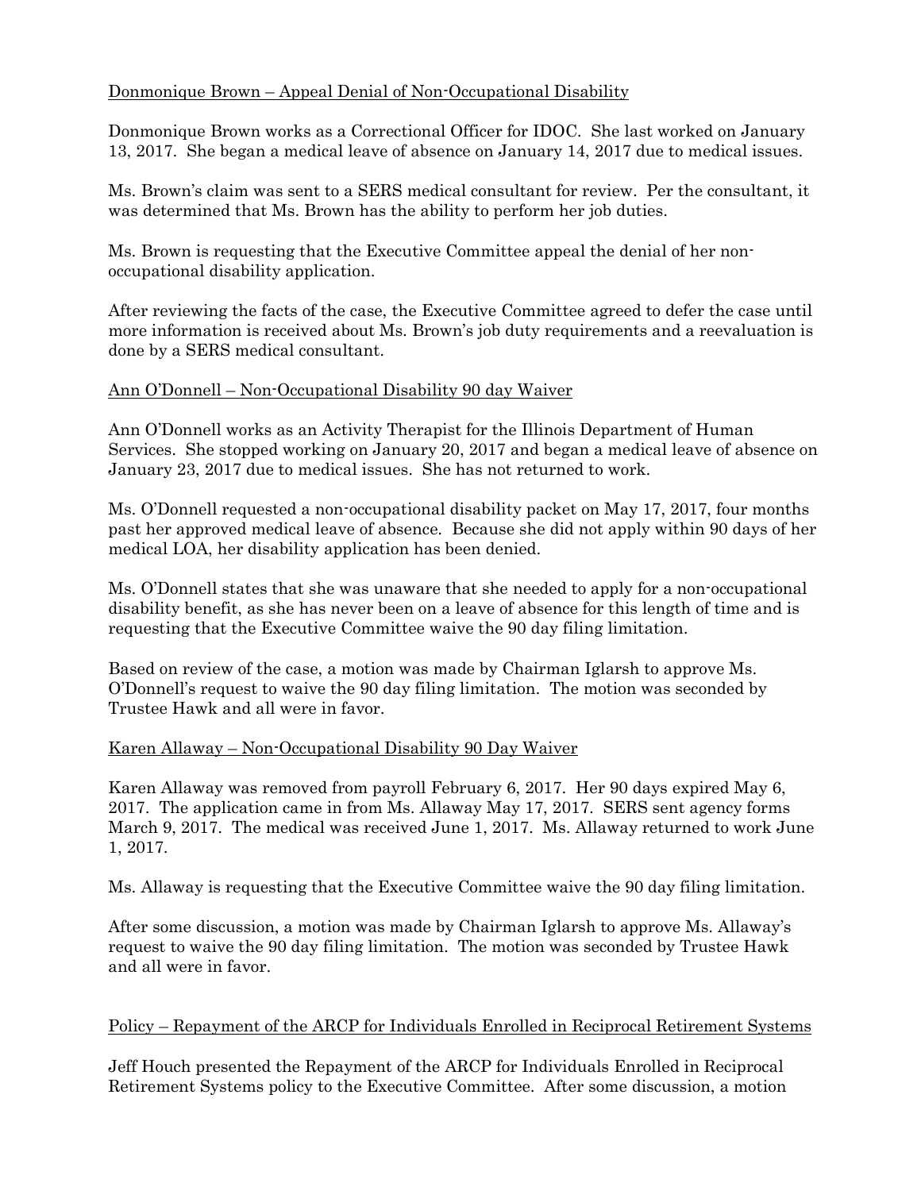Donmonique Brown – Appeal Denial of Non-Occupational Disability

Donmonique Brown works as a Correctional Officer for IDOC. She last worked on January 13, 2017. She began a medical leave of absence on January 14, 2017 due to medical issues.

Ms. Brown's claim was sent to a SERS medical consultant for review. Per the consultant, it was determined that Ms. Brown has the ability to perform her job duties.

Ms. Brown is requesting that the Executive Committee appeal the denial of her non-occupational disability application.

After reviewing the facts of the case, the Executive Committee agreed to defer the case until more information is received about Ms. Brown's job duty requirements and a reevaluation is done by a SERS medical consultant.

Ann O'Donnell – Non-Occupational Disability 90 day Waiver

Ann O'Donnell works as an Activity Therapist for the Illinois Department of Human Services. She stopped working on January 20, 2017 and began a medical leave of absence on January 23, 2017 due to medical issues. She has not returned to work.

Ms. O'Donnell requested a non-occupational disability packet on May 17, 2017, four months past her approved medical leave of absence. Because she did not apply within 90 days of her medical LOA, her disability application has been denied.

Ms. O'Donnell states that she was unaware that she needed to apply for a non-occupational disability benefit, as she has never been on a leave of absence for this length of time and is requesting that the Executive Committee waive the 90 day filing limitation.

Based on review of the case, a motion was made by Chairman Iglarsh to approve Ms. O'Donnell's request to waive the 90 day filing limitation. The motion was seconded by Trustee Hawk and all were in favor.

Karen Allaway – Non-Occupational Disability 90 Day Waiver

Karen Allaway was removed from payroll February 6, 2017. Her 90 days expired May 6, 2017. The application came in from Ms. Allaway May 17, 2017. SERS sent agency forms March 9, 2017. The medical was received June 1, 2017. Ms. Allaway returned to work June 1, 2017.

Ms. Allaway is requesting that the Executive Committee waive the 90 day filing limitation.

After some discussion, a motion was made by Chairman Iglarsh to approve Ms. Allaway's request to waive the 90 day filing limitation. The motion was seconded by Trustee Hawk and all were in favor.

Policy – Repayment of the ARCP for Individuals Enrolled in Reciprocal Retirement Systems

Jeff Houch presented the Repayment of the ARCP for Individuals Enrolled in Reciprocal Retirement Systems policy to the Executive Committee. After some discussion, a motion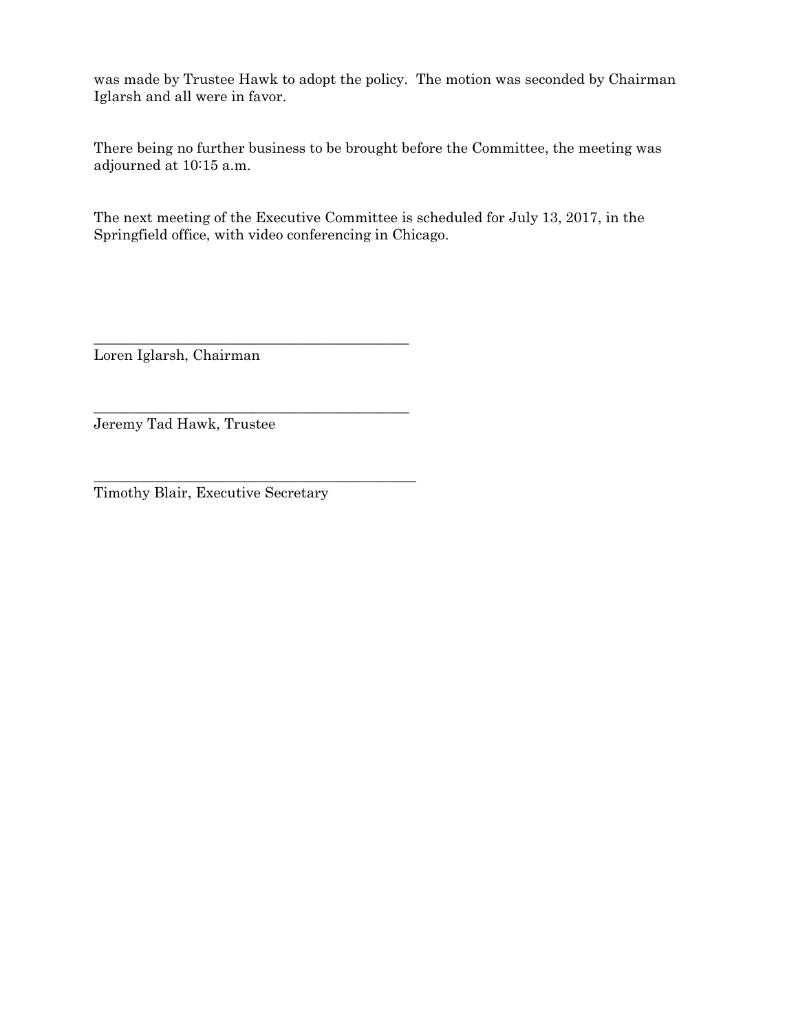was made by Trustee Hawk to adopt the policy. The motion was seconded by Chairman Iglarsh and all were in favor.

There being no further business to be brought before the Committee, the meeting was adjourned at 10:15 a.m.

The next meeting of the Executive Committee is scheduled for July 13, 2017, in the Springfield office, with video conferencing in Chicago.

\_\_\_\_\_\_\_\_\_\_\_\_\_\_\_\_\_\_\_\_\_\_\_\_\_\_\_\_\_\_\_\_\_\_\_\_\_\_\_\_\_\_\_\_

Loren Iglarsh, Chairman

\_\_\_\_\_\_\_\_\_\_\_\_\_\_\_\_\_\_\_\_\_\_\_\_\_\_\_\_\_\_\_\_\_\_\_\_\_\_\_\_\_\_\_\_

Jeremy Tad Hawk, Trustee

\_\_\_\_\_\_\_\_\_\_\_\_\_\_\_\_\_\_\_\_\_\_\_\_\_\_\_\_\_\_\_\_\_\_\_\_\_\_\_\_\_\_\_\_

Timothy Blair, Executive Secretary